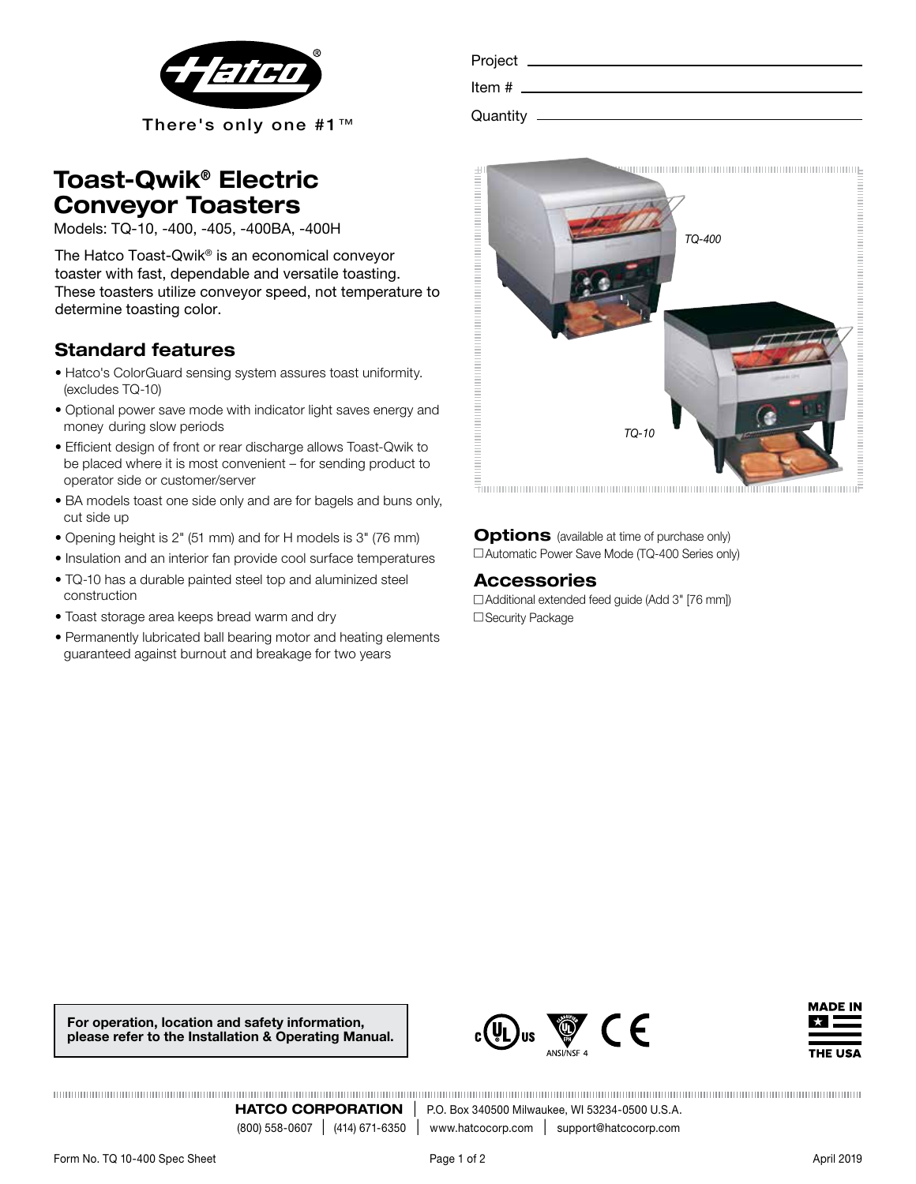Hatco®

There's only one #1™

Project

Item #

Quantity

# Toast-Qwik® Electric Conveyor Toasters

Models: TQ-10, -400, -405, -400BA, -400H

The Hatco Toast-Qwik® is an economical conveyor toaster with fast, dependable and versatile toasting. These toasters utilize conveyor speed, not temperature to determine toasting color.

## Standard features

- Hatco's ColorGuard sensing system assures toast uniformity. (excludes TQ-10)
- Optional power save mode with indicator light saves energy and money during slow periods
- Efficient design of front or rear discharge allows Toast-Qwik to be placed where it is most convenient – for sending product to operator side or customer/server
- BA models toast one side only and are for bagels and buns only, cut side up
- Opening height is 2" (51 mm) and for H models is 3" (76 mm)
- Insulation and an interior fan provide cool surface temperatures
- TQ-10 has a durable painted steel top and aluminized steel construction
- Toast storage area keeps bread warm and dry
- Permanently lubricated ball bearing motor and heating elements guaranteed against burnout and breakage for two years

TQ-400

TQ-10

## Options (available at time of purchase only)

☐ Automatic Power Save Mode (TQ-400 Series only)

## Accessories

☐ Additional extended feed guide (Add 3" [76 mm])

☐ Security Package

**For operation, location and safety information, please refer to the Installation & Operating Manual.**

ANSI/NSF 4

MADE IN THE USA

**HATCO CORPORATION** | P.O. Box 340500 Milwaukee, WI 53234-0500 U.S.A.

(800) 558-0607 | (414) 671-6350 | www.hatcocorp.com | support@hatcocorp.com

Form No. TQ 10-400 Spec Sheet

April 2019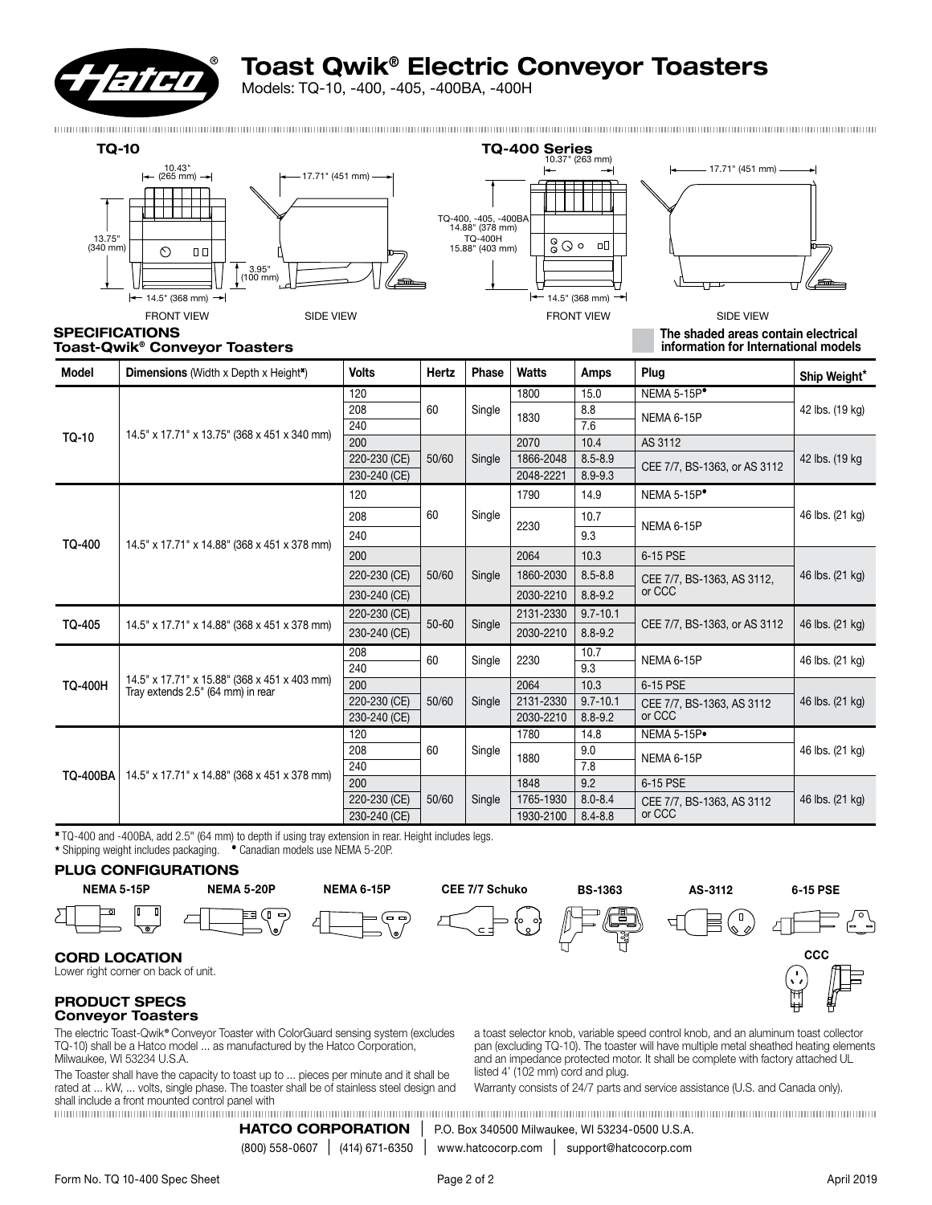# Toast Qwik® Electric Conveyor Toasters

Models: TQ-10, -400, -405, -400BA, -400H

**TQ-10**

10.43" (265 mm)
17.71" (451 mm)
13.75" (340 mm)
3.95" (100 mm)
14.5" (368 mm)

FRONT VIEW SIDE VIEW

**TQ-400 Series**

10.37" (263 mm)
17.71" (451 mm)
TQ-400, -405, -400BA 14.88" (378 mm)
TQ-400H 15.88" (403 mm)
14.5" (368 mm)

FRONT VIEW SIDE VIEW

## SPECIFICATIONS

### Toast-Qwik® Conveyor Toasters

The shaded areas contain electrical information for International models

| Model | Dimensions (Width x Depth x Height*) | Volts | Hertz | Phase | Watts | Amps | Plug | Ship Weight* |
|---|---|---|---|---|---|---|---|---|
| TQ-10 | 14.5" x 17.71" x 13.75" (368 x 451 x 340 mm) | 120 | 60 | Single | 1800 | 15.0 | NEMA 5-15P• | 42 lbs. (19 kg) |
| | | 208 | | | 1830 | 8.8 | NEMA 6-15P | |
| | | 240 | | | | 7.6 | | |
| | | 200 | 50/60 | Single | 2070 | 10.4 | AS 3112 | 42 lbs. (19 kg |
| | | 220-230 (CE) | | | 1866-2048 | 8.5-8.9 | CEE 7/7, BS-1363, or AS 3112 | |
| | | 230-240 (CE) | | | 2048-2221 | 8.9-9.3 | | |
| TQ-400 | 14.5" x 17.71" x 14.88" (368 x 451 x 378 mm) | 120 | 60 | Single | 1790 | 14.9 | NEMA 5-15P• | 46 lbs. (21 kg) |
| | | 208 | | | 2230 | 10.7 | NEMA 6-15P | |
| | | 240 | | | | 9.3 | | |
| | | 200 | 50/60 | Single | 2064 | 10.3 | 6-15 PSE | 46 lbs. (21 kg) |
| | | 220-230 (CE) | | | 1860-2030 | 8.5-8.8 | CEE 7/7, BS-1363, AS 3112, or CCC | |
| | | 230-240 (CE) | | | 2030-2210 | 8.8-9.2 | | |
| TQ-405 | 14.5" x 17.71" x 14.88" (368 x 451 x 378 mm) | 220-230 (CE) | 50-60 | Single | 2131-2330 | 9.7-10.1 | CEE 7/7, BS-1363, or AS 3112 | 46 lbs. (21 kg) |
| | | 230-240 (CE) | | | 2030-2210 | 8.8-9.2 | | |
| TQ-400H | 14.5" x 17.71" x 15.88" (368 x 451 x 403 mm) Tray extends 2.5" (64 mm) in rear | 208 | 60 | Single | 2230 | 10.7 | NEMA 6-15P | 46 lbs. (21 kg) |
| | | 240 | | | | 9.3 | | |
| | | 200 | 50/60 | Single | 2064 | 10.3 | 6-15 PSE | 46 lbs. (21 kg) |
| | | 220-230 (CE) | | | 2131-2330 | 9.7-10.1 | CEE 7/7, BS-1363, AS 3112 or CCC | |
| | | 230-240 (CE) | | | 2030-2210 | 8.8-9.2 | | |
| TQ-400BA | 14.5" x 17.71" x 14.88" (368 x 451 x 378 mm) | 120 | 60 | Single | 1780 | 14.8 | NEMA 5-15P• | 46 lbs. (21 kg) |
| | | 208 | | | 1880 | 9.0 | NEMA 6-15P | |
| | | 240 | | | | 7.8 | | |
| | | 200 | 50/60 | Single | 1848 | 9.2 | 6-15 PSE | 46 lbs. (21 kg) |
| | | 220-230 (CE) | | | 1765-1930 | 8.0-8.4 | CEE 7/7, BS-1363, AS 3112 or CCC | |
| | | 230-240 (CE) | | | 1930-2100 | 8.4-8.8 | | |

* TQ-400 and -400BA, add 2.5" (64 mm) to depth if using tray extension in rear. Height includes legs.
* Shipping weight includes packaging. • Canadian models use NEMA 5-20P.

## PLUG CONFIGURATIONS

NEMA 5-15P NEMA 5-20P NEMA 6-15P CEE 7/7 Schuko BS-1363 AS-3112 6-15 PSE CCC

## CORD LOCATION

Lower right corner on back of unit.

## PRODUCT SPECS

### Conveyor Toasters

The electric Toast-Qwik® Conveyor Toaster with ColorGuard sensing system (excludes TQ-10) shall be a Hatco model ... as manufactured by the Hatco Corporation, Milwaukee, WI 53234 U.S.A.

The Toaster shall have the capacity to toast up to ... pieces per minute and it shall be rated at ... kW, ... volts, single phase. The toaster shall be of stainless steel design and shall include a front mounted control panel with a toast selector knob, variable speed control knob, and an aluminum toast collector pan (excluding TQ-10). The toaster will have multiple metal sheathed heating elements and an impedance protected motor. It shall be complete with factory attached UL listed 4' (102 mm) cord and plug.

Warranty consists of 24/7 parts and service assistance (U.S. and Canada only).

**HATCO CORPORATION** | P.O. Box 340500 Milwaukee, WI 53234-0500 U.S.A.

(800) 558-0607 | (414) 671-6350 | www.hatcocorp.com | support@hatcocorp.com

Form No. TQ 10-400 Spec Sheet April 2019